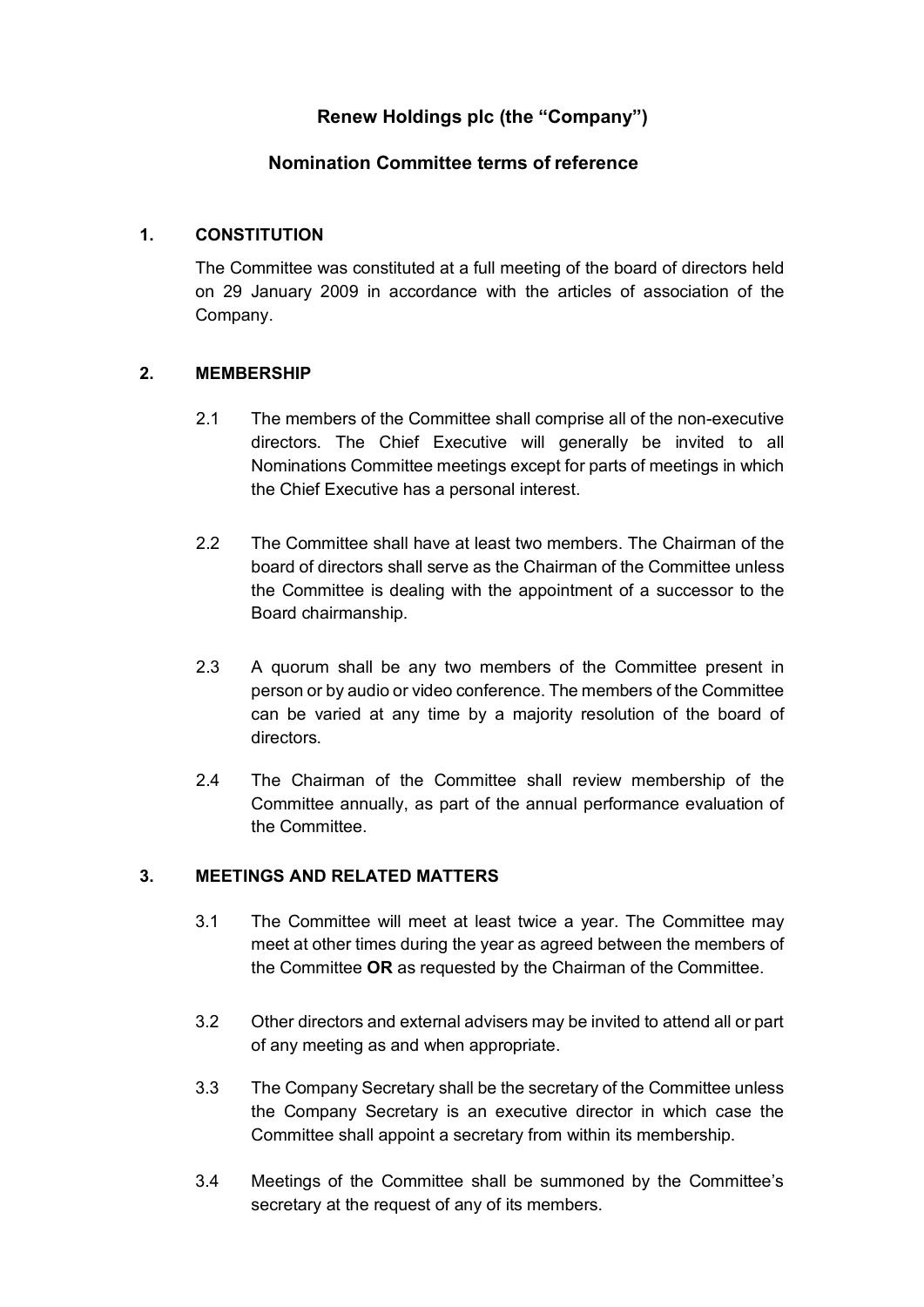# Renew Holdings plc (the "Company")

## Nomination Committee terms of reference

### 1. CONSTITUTION

The Committee was constituted at a full meeting of the board of directors held on 29 January 2009 in accordance with the articles of association of the Company.

### 2. MEMBERSHIP

2.1 The members of the Committee shall comprise all of the non-executive directors. The Chief Executive will generally be invited to all Nominations Committee meetings except for parts of meetings in which the Chief Executive has a personal interest.

2.2 The Committee shall have at least two members. The Chairman of the board of directors shall serve as the Chairman of the Committee unless the Committee is dealing with the appointment of a successor to the Board chairmanship.

2.3 A quorum shall be any two members of the Committee present in person or by audio or video conference. The members of the Committee can be varied at any time by a majority resolution of the board of directors.

2.4 The Chairman of the Committee shall review membership of the Committee annually, as part of the annual performance evaluation of the Committee.

### 3. MEETINGS AND RELATED MATTERS

3.1 The Committee will meet at least twice a year. The Committee may meet at other times during the year as agreed between the members of the Committee **OR** as requested by the Chairman of the Committee.

3.2 Other directors and external advisers may be invited to attend all or part of any meeting as and when appropriate.

3.3 The Company Secretary shall be the secretary of the Committee unless the Company Secretary is an executive director in which case the Committee shall appoint a secretary from within its membership.

3.4 Meetings of the Committee shall be summoned by the Committee's secretary at the request of any of its members.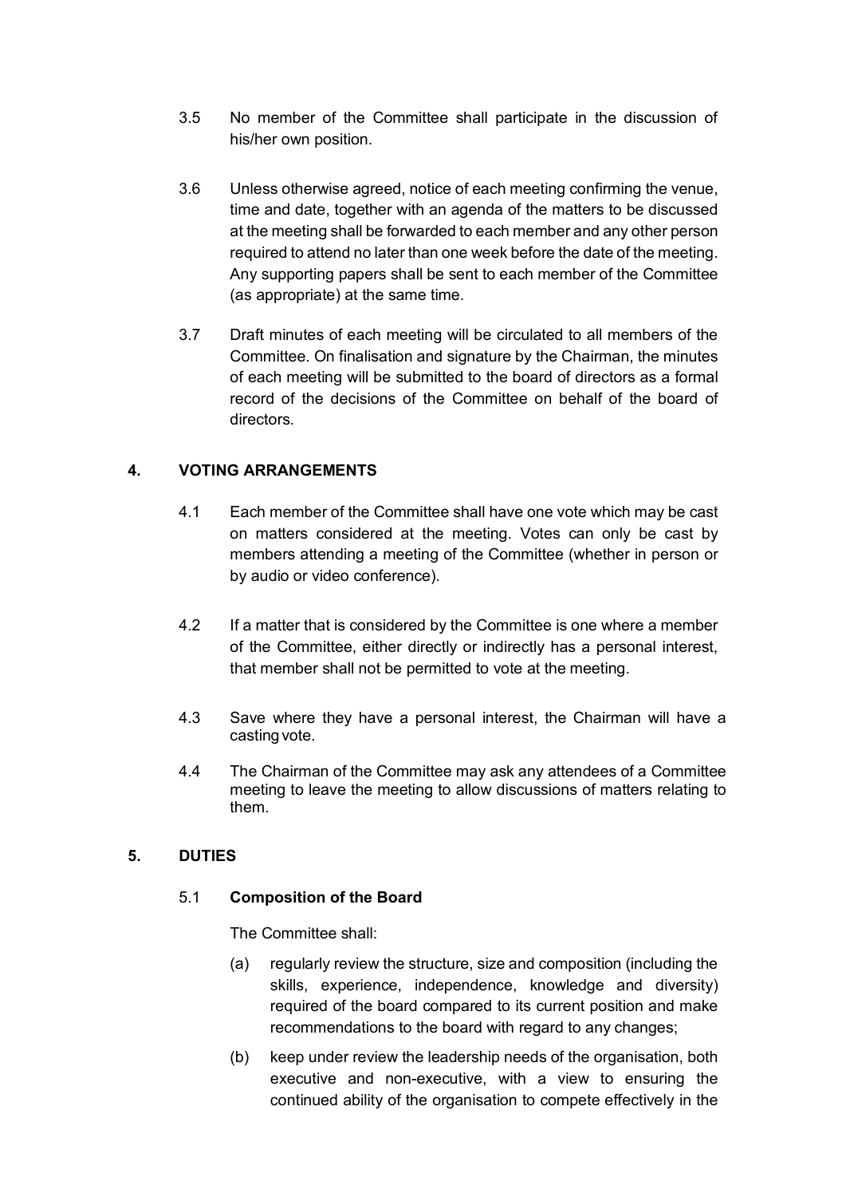3.5 No member of the Committee shall participate in the discussion of his/her own position.

3.6 Unless otherwise agreed, notice of each meeting confirming the venue, time and date, together with an agenda of the matters to be discussed at the meeting shall be forwarded to each member and any other person required to attend no later than one week before the date of the meeting. Any supporting papers shall be sent to each member of the Committee (as appropriate) at the same time.

3.7 Draft minutes of each meeting will be circulated to all members of the Committee. On finalisation and signature by the Chairman, the minutes of each meeting will be submitted to the board of directors as a formal record of the decisions of the Committee on behalf of the board of directors.

## 4. VOTING ARRANGEMENTS

4.1 Each member of the Committee shall have one vote which may be cast on matters considered at the meeting. Votes can only be cast by members attending a meeting of the Committee (whether in person or by audio or video conference).

4.2 If a matter that is considered by the Committee is one where a member of the Committee, either directly or indirectly has a personal interest, that member shall not be permitted to vote at the meeting.

4.3 Save where they have a personal interest, the Chairman will have a casting vote.

4.4 The Chairman of the Committee may ask any attendees of a Committee meeting to leave the meeting to allow discussions of matters relating to them.

## 5. DUTIES

### 5.1 Composition of the Board

The Committee shall:

(a) regularly review the structure, size and composition (including the skills, experience, independence, knowledge and diversity) required of the board compared to its current position and make recommendations to the board with regard to any changes;

(b) keep under review the leadership needs of the organisation, both executive and non-executive, with a view to ensuring the continued ability of the organisation to compete effectively in the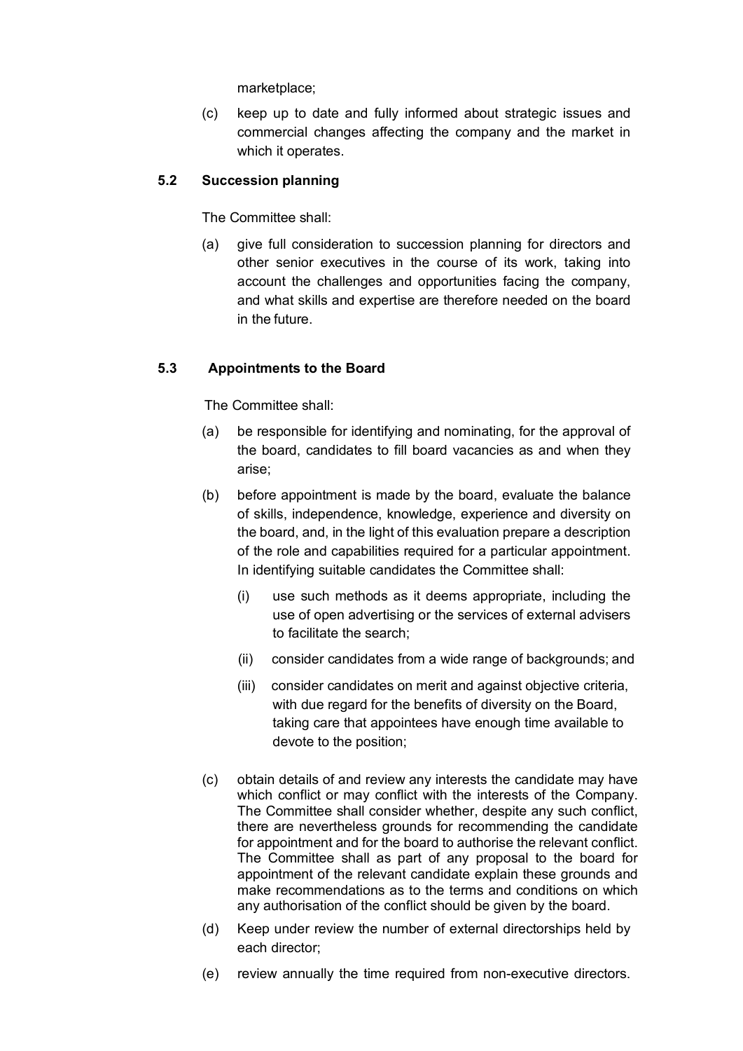marketplace;

(c) keep up to date and fully informed about strategic issues and commercial changes affecting the company and the market in which it operates.

### 5.2 Succession planning

The Committee shall:

(a) give full consideration to succession planning for directors and other senior executives in the course of its work, taking into account the challenges and opportunities facing the company, and what skills and expertise are therefore needed on the board in the future.

### 5.3 Appointments to the Board

The Committee shall:

(a) be responsible for identifying and nominating, for the approval of the board, candidates to fill board vacancies as and when they arise;

(b) before appointment is made by the board, evaluate the balance of skills, independence, knowledge, experience and diversity on the board, and, in the light of this evaluation prepare a description of the role and capabilities required for a particular appointment. In identifying suitable candidates the Committee shall:

   (i) use such methods as it deems appropriate, including the use of open advertising or the services of external advisers to facilitate the search;

   (ii) consider candidates from a wide range of backgrounds; and

   (iii) consider candidates on merit and against objective criteria, with due regard for the benefits of diversity on the Board, taking care that appointees have enough time available to devote to the position;

(c) obtain details of and review any interests the candidate may have which conflict or may conflict with the interests of the Company. The Committee shall consider whether, despite any such conflict, there are nevertheless grounds for recommending the candidate for appointment and for the board to authorise the relevant conflict. The Committee shall as part of any proposal to the board for appointment of the relevant candidate explain these grounds and make recommendations as to the terms and conditions on which any authorisation of the conflict should be given by the board.

(d) Keep under review the number of external directorships held by each director;

(e) review annually the time required from non-executive directors.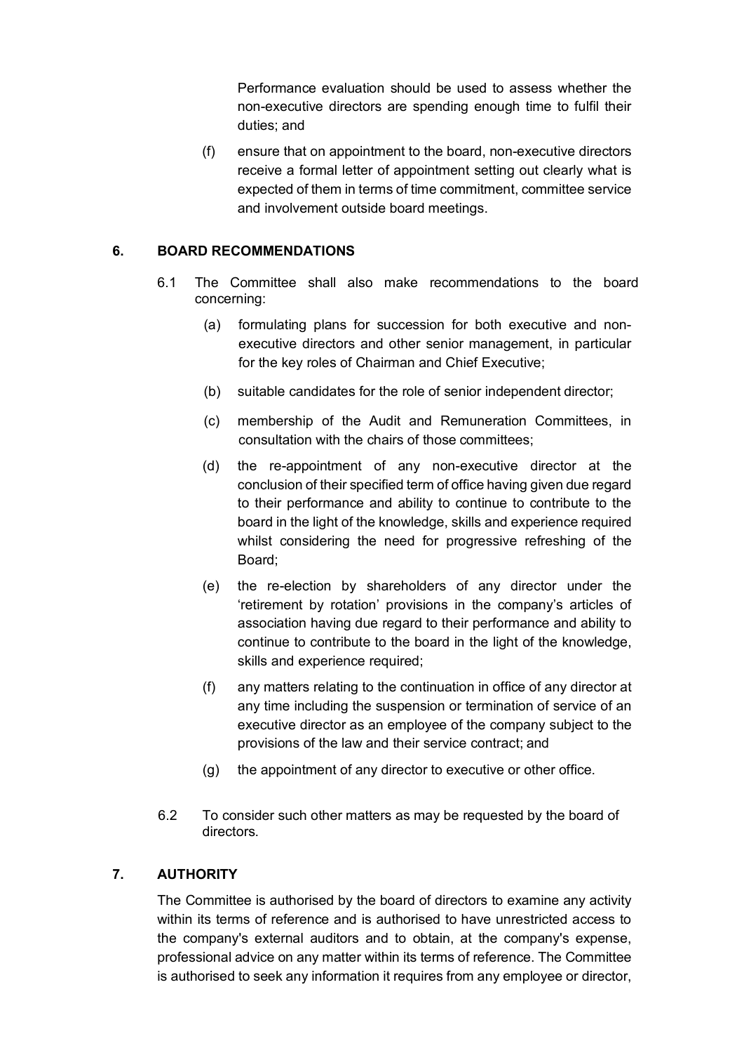Performance evaluation should be used to assess whether the non-executive directors are spending enough time to fulfil their duties; and

(f) ensure that on appointment to the board, non-executive directors receive a formal letter of appointment setting out clearly what is expected of them in terms of time commitment, committee service and involvement outside board meetings.

## 6. BOARD RECOMMENDATIONS

6.1 The Committee shall also make recommendations to the board concerning:

(a) formulating plans for succession for both executive and non-executive directors and other senior management, in particular for the key roles of Chairman and Chief Executive;

(b) suitable candidates for the role of senior independent director;

(c) membership of the Audit and Remuneration Committees, in consultation with the chairs of those committees;

(d) the re-appointment of any non-executive director at the conclusion of their specified term of office having given due regard to their performance and ability to continue to contribute to the board in the light of the knowledge, skills and experience required whilst considering the need for progressive refreshing of the Board;

(e) the re-election by shareholders of any director under the 'retirement by rotation' provisions in the company's articles of association having due regard to their performance and ability to continue to contribute to the board in the light of the knowledge, skills and experience required;

(f) any matters relating to the continuation in office of any director at any time including the suspension or termination of service of an executive director as an employee of the company subject to the provisions of the law and their service contract; and

(g) the appointment of any director to executive or other office.

6.2 To consider such other matters as may be requested by the board of directors.

## 7. AUTHORITY

The Committee is authorised by the board of directors to examine any activity within its terms of reference and is authorised to have unrestricted access to the company's external auditors and to obtain, at the company's expense, professional advice on any matter within its terms of reference. The Committee is authorised to seek any information it requires from any employee or director,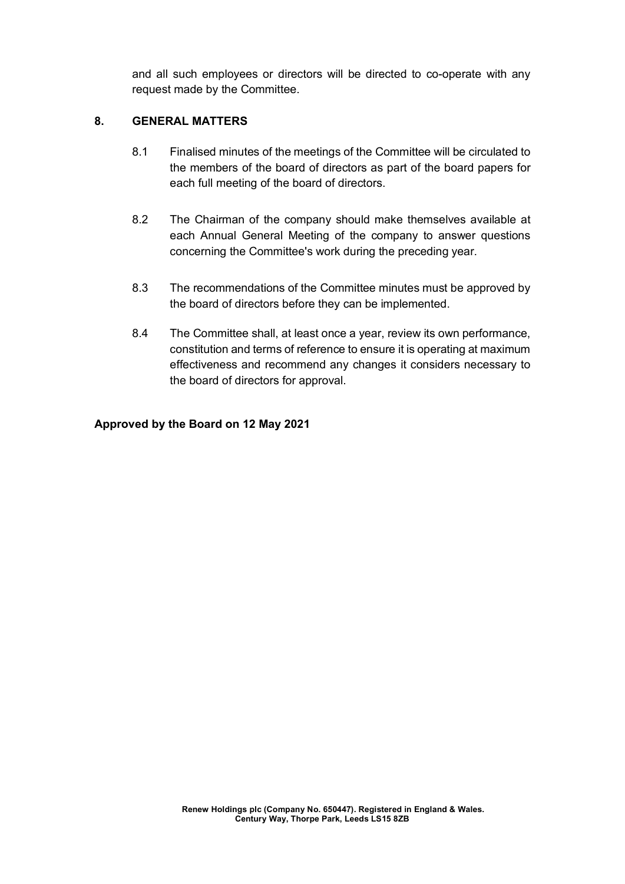and all such employees or directors will be directed to co-operate with any request made by the Committee.

## 8. GENERAL MATTERS

8.1 Finalised minutes of the meetings of the Committee will be circulated to the members of the board of directors as part of the board papers for each full meeting of the board of directors.

8.2 The Chairman of the company should make themselves available at each Annual General Meeting of the company to answer questions concerning the Committee's work during the preceding year.

8.3 The recommendations of the Committee minutes must be approved by the board of directors before they can be implemented.

8.4 The Committee shall, at least once a year, review its own performance, constitution and terms of reference to ensure it is operating at maximum effectiveness and recommend any changes it considers necessary to the board of directors for approval.

**Approved by the Board on 12 May 2021**

**Renew Holdings plc (Company No. 650447). Registered in England & Wales. Century Way, Thorpe Park, Leeds LS15 8ZB**